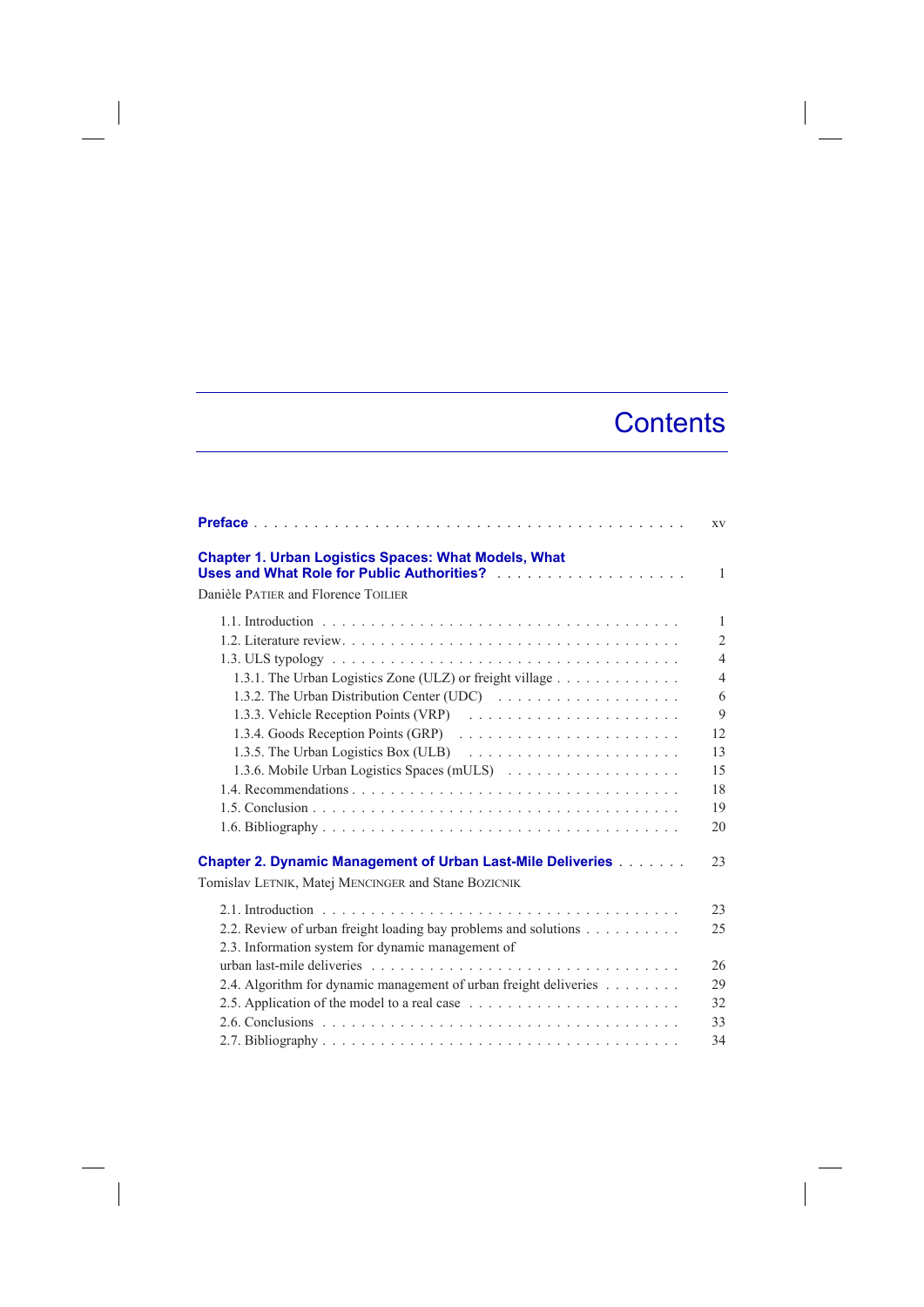# Contents

**Preface** . . . . . . . . . . . . . . . . . . . . . . . . . . . . . . . . . . . . . . . . . . xv

**Chapter 1. Urban Logistics Spaces: What Models, What Uses and What Role for Public Authorities?** . . . . . . . . . . . . . . . . . . . . 1

Danièle PATIER and Florence TOILIER

1.1. Introduction . . . . . . . . . . . . . . . . . . . . . . . . . . . . . . . . . . . . 1
1.2. Literature review. . . . . . . . . . . . . . . . . . . . . . . . . . . . . . . . . . 2
1.3. ULS typology . . . . . . . . . . . . . . . . . . . . . . . . . . . . . . . . . . . 4
1.3.1. The Urban Logistics Zone (ULZ) or freight village . . . . . . . . . . . . . 4
1.3.2. The Urban Distribution Center (UDC) . . . . . . . . . . . . . . . . . . . 6
1.3.3. Vehicle Reception Points (VRP) . . . . . . . . . . . . . . . . . . . . . . 9
1.3.4. Goods Reception Points (GRP) . . . . . . . . . . . . . . . . . . . . . . 12
1.3.5. The Urban Logistics Box (ULB) . . . . . . . . . . . . . . . . . . . . . . 13
1.3.6. Mobile Urban Logistics Spaces (mULS) . . . . . . . . . . . . . . . . . . 15
1.4. Recommendations . . . . . . . . . . . . . . . . . . . . . . . . . . . . . . . . 18
1.5. Conclusion . . . . . . . . . . . . . . . . . . . . . . . . . . . . . . . . . . . . 19
1.6. Bibliography . . . . . . . . . . . . . . . . . . . . . . . . . . . . . . . . . . . 20

**Chapter 2. Dynamic Management of Urban Last-Mile Deliveries** . . . . . . . 23

Tomislav LETNIK, Matej MENCINGER and Stane BOZICNIK

2.1. Introduction . . . . . . . . . . . . . . . . . . . . . . . . . . . . . . . . . . . . 23
2.2. Review of urban freight loading bay problems and solutions . . . . . . . . . . 25
2.3. Information system for dynamic management of urban last-mile deliveries . . . . . . . . . . . . . . . . . . . . . . . . . . . . . . . . 26
2.4. Algorithm for dynamic management of urban freight deliveries . . . . . . . . 29
2.5. Application of the model to a real case . . . . . . . . . . . . . . . . . . . . . 32
2.6. Conclusions . . . . . . . . . . . . . . . . . . . . . . . . . . . . . . . . . . . . 33
2.7. Bibliography . . . . . . . . . . . . . . . . . . . . . . . . . . . . . . . . . . . 34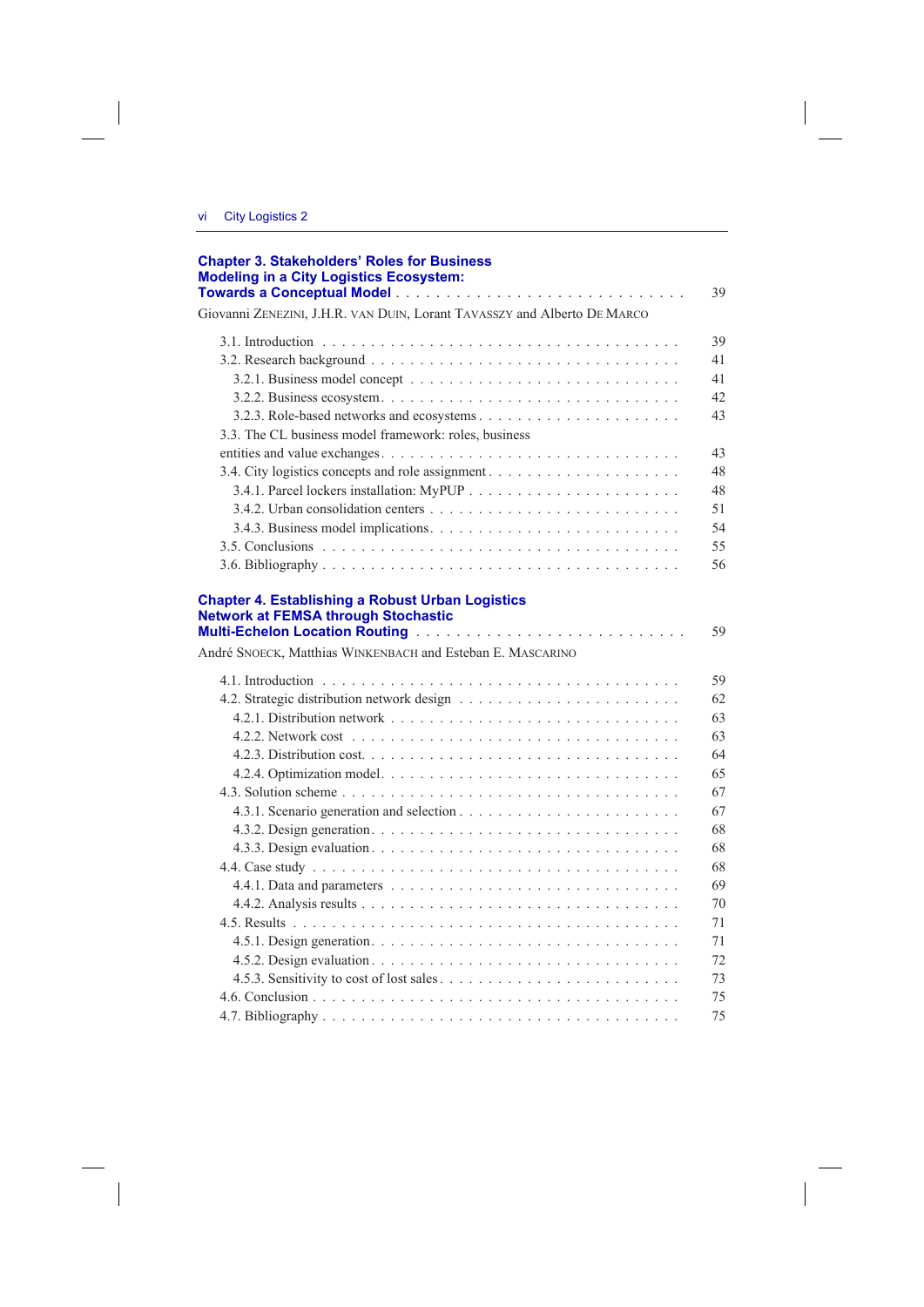**Chapter 3. Stakeholders' Roles for Business Modeling in a City Logistics Ecosystem: Towards a Conceptual Model** . . . . . . . . . . 39

Giovanni ZENEZINI, J.H.R. VAN DUIN, Lorant TAVASSZY and Alberto DE MARCO

3.1. Introduction . . . . . . . . . . 39
3.2. Research background . . . . . . . . . . 41
 3.2.1. Business model concept . . . . . . . . . . 41
 3.2.2. Business ecosystem . . . . . . . . . . 42
 3.2.3. Role-based networks and ecosystems . . . . . . . . . . 43
3.3. The CL business model framework: roles, business entities and value exchanges . . . . . . . . . . 43
3.4. City logistics concepts and role assignment . . . . . . . . . . 48
 3.4.1. Parcel lockers installation: MyPUP . . . . . . . . . . 48
 3.4.2. Urban consolidation centers . . . . . . . . . . 51
 3.4.3. Business model implications . . . . . . . . . . 54
3.5. Conclusions . . . . . . . . . . 55
3.6. Bibliography . . . . . . . . . . 56

**Chapter 4. Establishing a Robust Urban Logistics Network at FEMSA through Stochastic Multi-Echelon Location Routing** . . . . . . . . . . 59

André SNOECK, Matthias WINKENBACH and Esteban E. MASCARINO

4.1. Introduction . . . . . . . . . . 59
4.2. Strategic distribution network design . . . . . . . . . . 62
 4.2.1. Distribution network . . . . . . . . . . 63
 4.2.2. Network cost . . . . . . . . . . 63
 4.2.3. Distribution cost. . . . . . . . . . . 64
 4.2.4. Optimization model. . . . . . . . . . . 65
4.3. Solution scheme . . . . . . . . . . 67
 4.3.1. Scenario generation and selection . . . . . . . . . . 67
 4.3.2. Design generation. . . . . . . . . . . 68
 4.3.3. Design evaluation . . . . . . . . . . 68
4.4. Case study . . . . . . . . . . 68
 4.4.1. Data and parameters . . . . . . . . . . 69
 4.4.2. Analysis results . . . . . . . . . . 70
4.5. Results . . . . . . . . . . 71
 4.5.1. Design generation. . . . . . . . . . . 71
 4.5.2. Design evaluation . . . . . . . . . . 72
 4.5.3. Sensitivity to cost of lost sales . . . . . . . . . . 73
4.6. Conclusion . . . . . . . . . . 75
4.7. Bibliography . . . . . . . . . . 75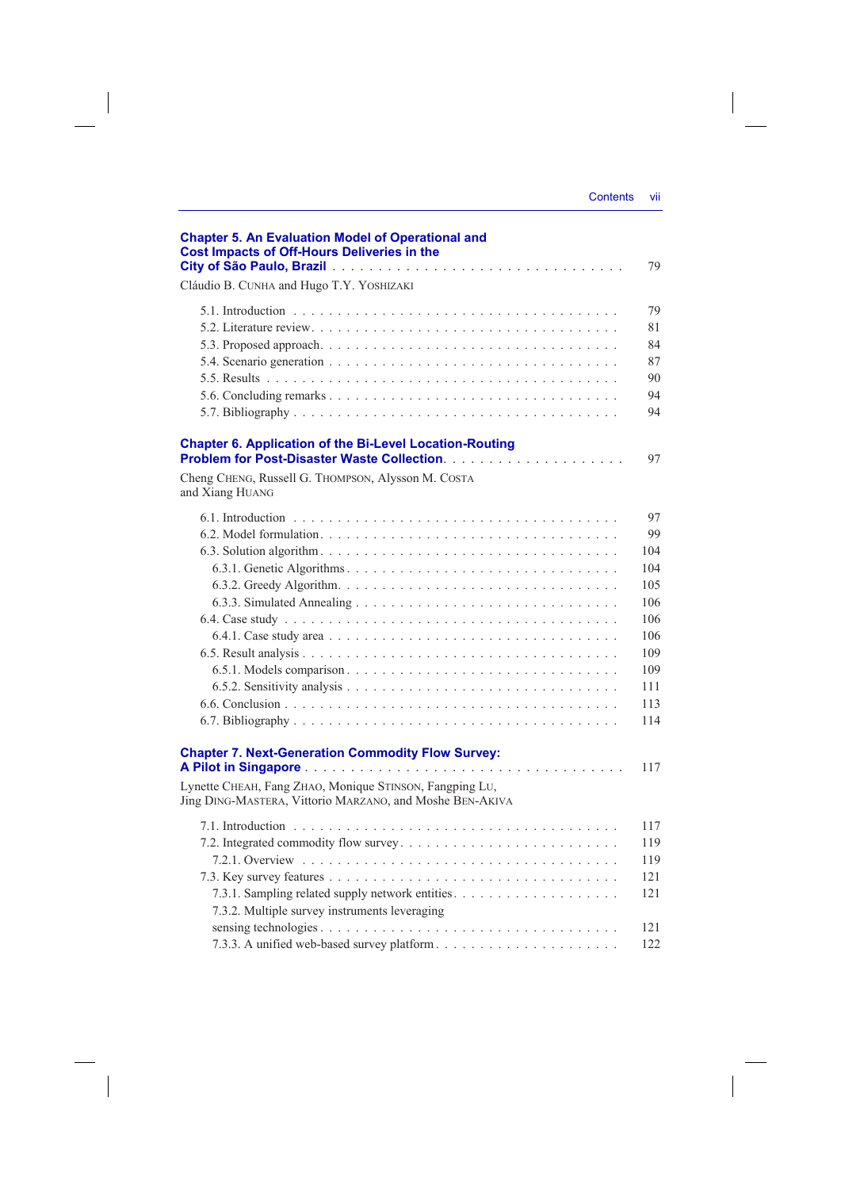**Chapter 5. An Evaluation Model of Operational and Cost Impacts of Off-Hours Deliveries in the City of São Paulo, Brazil** . . . . . . . . . . 79

Cláudio B. CUNHA and Hugo T.Y. YOSHIZAKI

5.1. Introduction . . . . . . . . . . 79
5.2. Literature review . . . . . . . . . . 81
5.3. Proposed approach . . . . . . . . . . 84
5.4. Scenario generation . . . . . . . . . . 87
5.5. Results . . . . . . . . . . 90
5.6. Concluding remarks . . . . . . . . . . 94
5.7. Bibliography . . . . . . . . . . 94

**Chapter 6. Application of the Bi-Level Location-Routing Problem for Post-Disaster Waste Collection** . . . . . . . . . . 97

Cheng CHENG, Russell G. THOMPSON, Alysson M. COSTA and Xiang HUANG

6.1. Introduction . . . . . . . . . . 97
6.2. Model formulation . . . . . . . . . . 99
6.3. Solution algorithm . . . . . . . . . . 104
  6.3.1. Genetic Algorithms . . . . . . . . . . 104
  6.3.2. Greedy Algorithm . . . . . . . . . . 105
  6.3.3. Simulated Annealing . . . . . . . . . . 106
6.4. Case study . . . . . . . . . . 106
  6.4.1. Case study area . . . . . . . . . . 106
6.5. Result analysis . . . . . . . . . . 109
  6.5.1. Models comparison . . . . . . . . . . 109
  6.5.2. Sensitivity analysis . . . . . . . . . . 111
6.6. Conclusion . . . . . . . . . . 113
6.7. Bibliography . . . . . . . . . . 114

**Chapter 7. Next-Generation Commodity Flow Survey: A Pilot in Singapore** . . . . . . . . . . 117

Lynette CHEAH, Fang ZHAO, Monique STINSON, Fangping LU, Jing DING-MASTERA, Vittorio MARZANO, and Moshe BEN-AKIVA

7.1. Introduction . . . . . . . . . . 117
7.2. Integrated commodity flow survey . . . . . . . . . . 119
  7.2.1. Overview . . . . . . . . . . 119
7.3. Key survey features . . . . . . . . . . 121
  7.3.1. Sampling related supply network entities . . . . . . . . . . 121
  7.3.2. Multiple survey instruments leveraging sensing technologies . . . . . . . . . . 121
  7.3.3. A unified web-based survey platform . . . . . . . . . . 122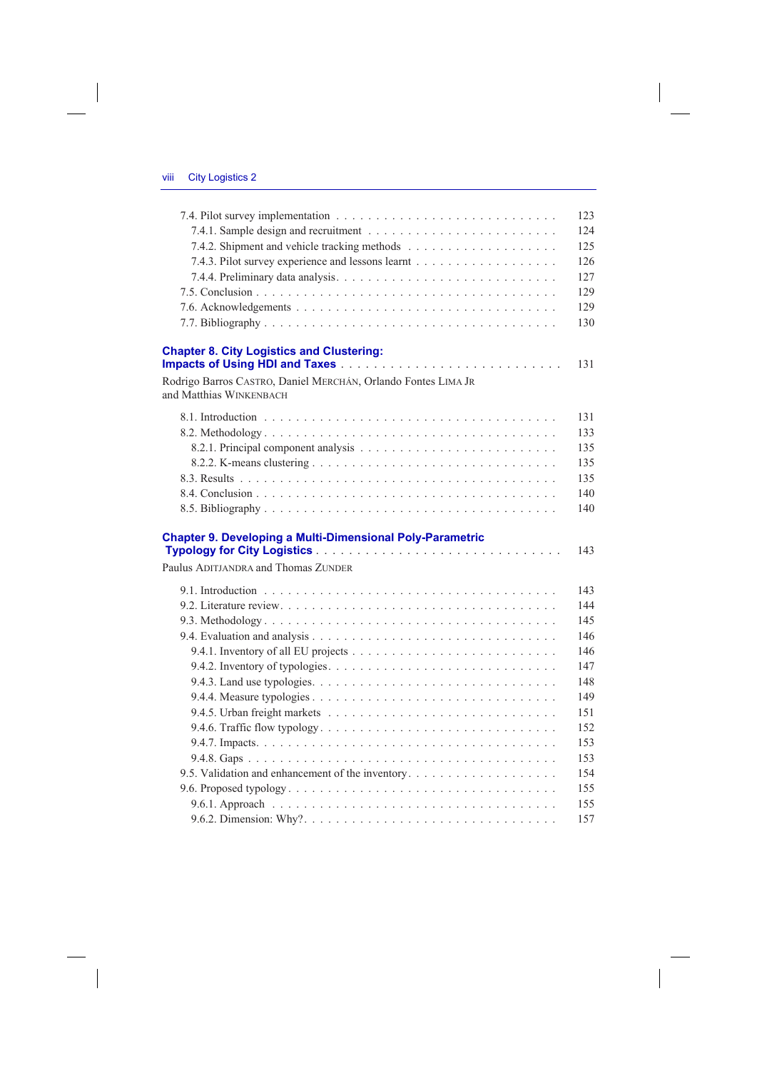7.4. Pilot survey implementation . . . . . . . . . . 123
7.4.1. Sample design and recruitment . . . . . . . . . . 124
7.4.2. Shipment and vehicle tracking methods . . . . . . . . . . 125
7.4.3. Pilot survey experience and lessons learnt . . . . . . . . . . 126
7.4.4. Preliminary data analysis . . . . . . . . . . 127
7.5. Conclusion . . . . . . . . . . 129
7.6. Acknowledgements . . . . . . . . . . 129
7.7. Bibliography . . . . . . . . . . 130

**Chapter 8. City Logistics and Clustering: Impacts of Using HDI and Taxes** . . . . . . . . . . 131

Rodrigo Barros CASTRO, Daniel MERCHÁN, Orlando Fontes LIMA JR and Matthias WINKENBACH

8.1. Introduction . . . . . . . . . . 131
8.2. Methodology . . . . . . . . . . 133
8.2.1. Principal component analysis . . . . . . . . . . 135
8.2.2. K-means clustering . . . . . . . . . . 135
8.3. Results . . . . . . . . . . 135
8.4. Conclusion . . . . . . . . . . 140
8.5. Bibliography . . . . . . . . . . 140

**Chapter 9. Developing a Multi-Dimensional Poly-Parametric Typology for City Logistics** . . . . . . . . . . 143

Paulus ADITJANDRA and Thomas ZUNDER

9.1. Introduction . . . . . . . . . . 143
9.2. Literature review . . . . . . . . . . 144
9.3. Methodology . . . . . . . . . . 145
9.4. Evaluation and analysis . . . . . . . . . . 146
9.4.1. Inventory of all EU projects . . . . . . . . . . 146
9.4.2. Inventory of typologies . . . . . . . . . . 147
9.4.3. Land use typologies . . . . . . . . . . 148
9.4.4. Measure typologies . . . . . . . . . . 149
9.4.5. Urban freight markets . . . . . . . . . . 151
9.4.6. Traffic flow typology . . . . . . . . . . 152
9.4.7. Impacts . . . . . . . . . . 153
9.4.8. Gaps . . . . . . . . . . 153
9.5. Validation and enhancement of the inventory . . . . . . . . . . 154
9.6. Proposed typology . . . . . . . . . . 155
9.6.1. Approach . . . . . . . . . . 155
9.6.2. Dimension: Why? . . . . . . . . . . 157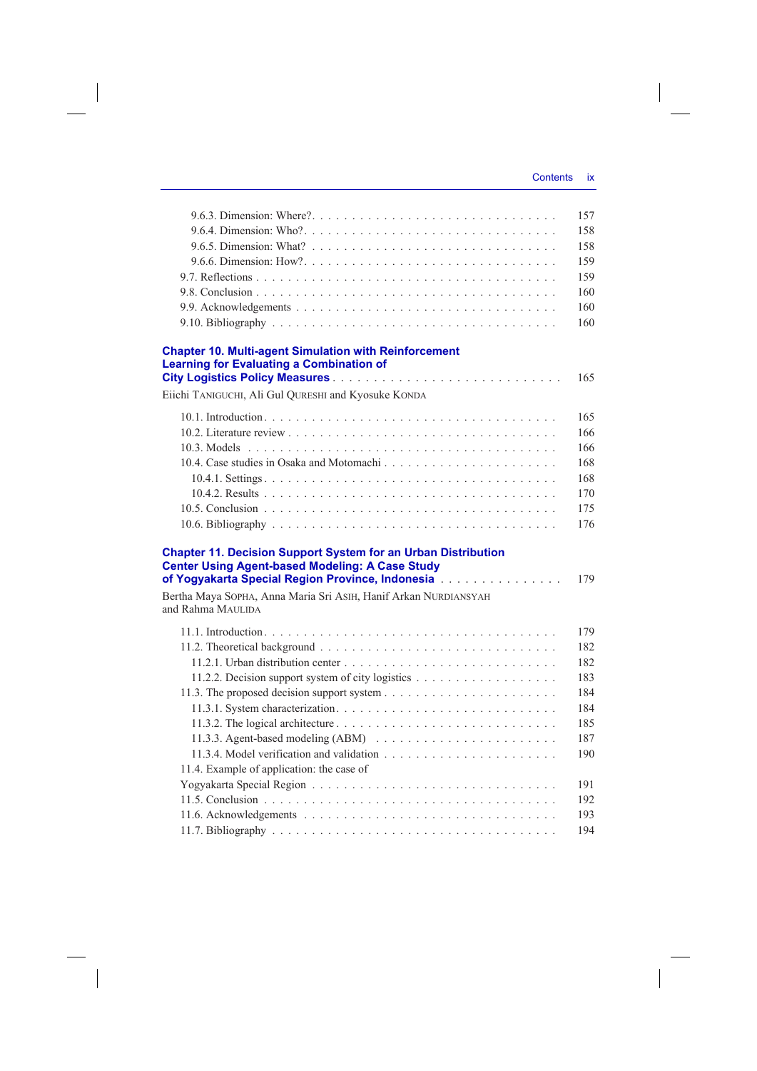9.6.3. Dimension: Where? . . . . . . . . . . . . . . . . . . . . . . . . . . . . . 157
9.6.4. Dimension: Who? . . . . . . . . . . . . . . . . . . . . . . . . . . . . . 158
9.6.5. Dimension: What? . . . . . . . . . . . . . . . . . . . . . . . . . . . . . 158
9.6.6. Dimension: How? . . . . . . . . . . . . . . . . . . . . . . . . . . . . . 159
9.7. Reflections . . . . . . . . . . . . . . . . . . . . . . . . . . . . . . . . 159
9.8. Conclusion . . . . . . . . . . . . . . . . . . . . . . . . . . . . . . . . 160
9.9. Acknowledgements . . . . . . . . . . . . . . . . . . . . . . . . . . . . . 160
9.10. Bibliography . . . . . . . . . . . . . . . . . . . . . . . . . . . . . . . 160

**Chapter 10. Multi-agent Simulation with Reinforcement Learning for Evaluating a Combination of City Logistics Policy Measures** . . . . . . . . . . . . . . . . . . . . . . . . . 165

Eiichi Taniguchi, Ali Gul Qureshi and Kyosuke Konda

10.1. Introduction . . . . . . . . . . . . . . . . . . . . . . . . . . . . . . . . 165
10.2. Literature review . . . . . . . . . . . . . . . . . . . . . . . . . . . . . 166
10.3. Models . . . . . . . . . . . . . . . . . . . . . . . . . . . . . . . . . . 166
10.4. Case studies in Osaka and Motomachi . . . . . . . . . . . . . . . . . . . 168
10.4.1. Settings . . . . . . . . . . . . . . . . . . . . . . . . . . . . . . . . 168
10.4.2. Results . . . . . . . . . . . . . . . . . . . . . . . . . . . . . . . . 170
10.5. Conclusion . . . . . . . . . . . . . . . . . . . . . . . . . . . . . . . . 175
10.6. Bibliography . . . . . . . . . . . . . . . . . . . . . . . . . . . . . . . 176

**Chapter 11. Decision Support System for an Urban Distribution Center Using Agent-based Modeling: A Case Study of Yogyakarta Special Region Province, Indonesia** . . . . . . . . . . . . . . . 179

Bertha Maya Sopha, Anna Maria Sri Asih, Hanif Arkan Nurdiansyah and Rahma Maulida

11.1. Introduction . . . . . . . . . . . . . . . . . . . . . . . . . . . . . . . . 179
11.2. Theoretical background . . . . . . . . . . . . . . . . . . . . . . . . . . 182
11.2.1. Urban distribution center . . . . . . . . . . . . . . . . . . . . . . . . 182
11.2.2. Decision support system of city logistics . . . . . . . . . . . . . . . . 183
11.3. The proposed decision support system . . . . . . . . . . . . . . . . . . . 184
11.3.1. System characterization . . . . . . . . . . . . . . . . . . . . . . . . . 184
11.3.2. The logical architecture . . . . . . . . . . . . . . . . . . . . . . . . . 185
11.3.3. Agent-based modeling (ABM) . . . . . . . . . . . . . . . . . . . . . . 187
11.3.4. Model verification and validation . . . . . . . . . . . . . . . . . . . . 190
11.4. Example of application: the case of Yogyakarta Special Region . . . . . . 191
11.5. Conclusion . . . . . . . . . . . . . . . . . . . . . . . . . . . . . . . . 192
11.6. Acknowledgements . . . . . . . . . . . . . . . . . . . . . . . . . . . . . 193
11.7. Bibliography . . . . . . . . . . . . . . . . . . . . . . . . . . . . . . . 194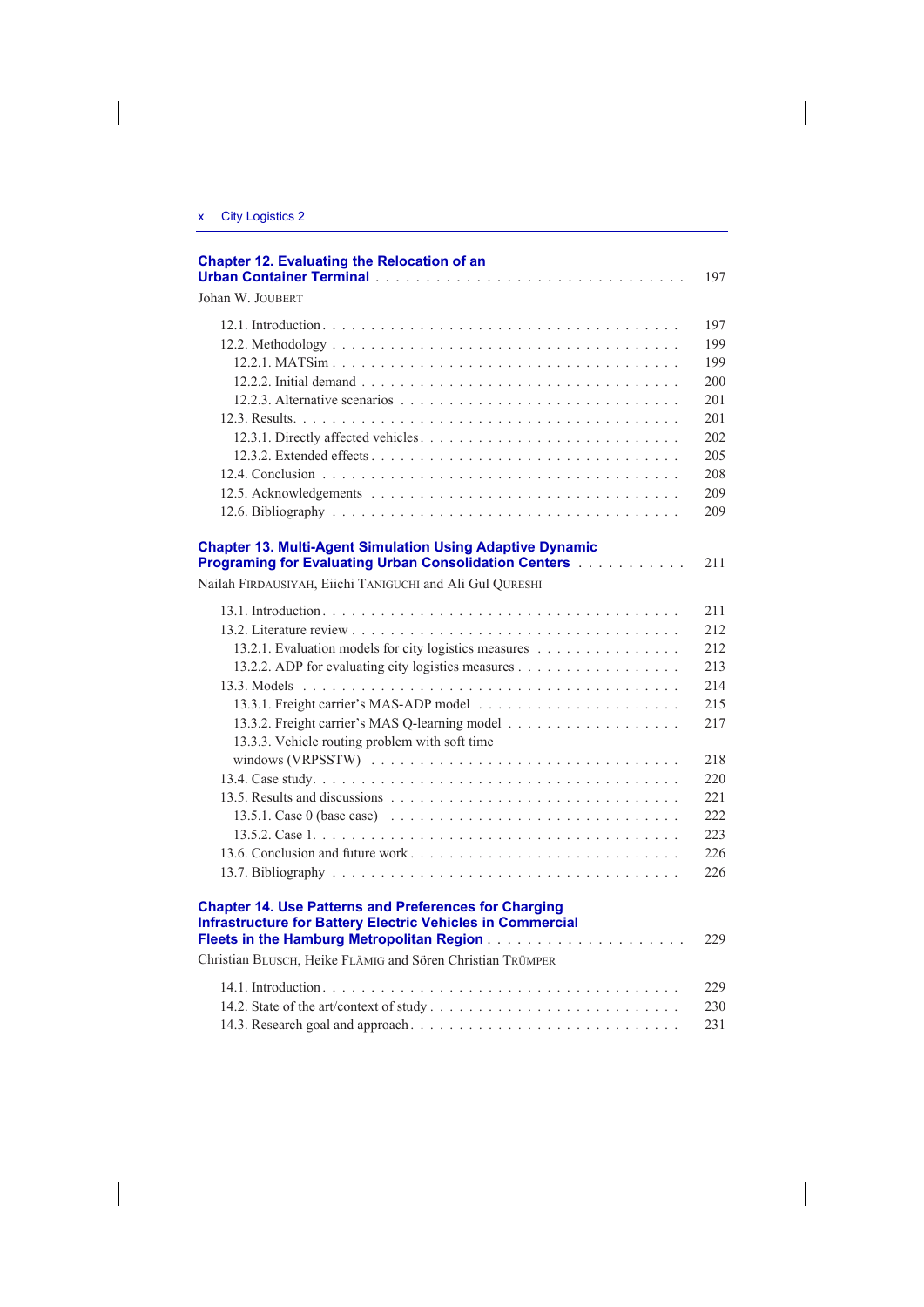**Chapter 12. Evaluating the Relocation of an Urban Container Terminal** . . . . . . . . . . . . . . . . . . . . . . . . . . . . . . 197

Johan W. JOUBERT

12.1. Introduction . . . . . . . . . . . . . . . . . . . . . . . . . . . . . . . . . . . 197
12.2. Methodology . . . . . . . . . . . . . . . . . . . . . . . . . . . . . . . . . . 199
  12.2.1. MATSim . . . . . . . . . . . . . . . . . . . . . . . . . . . . . . . . . 199
  12.2.2. Initial demand . . . . . . . . . . . . . . . . . . . . . . . . . . . . . . 200
  12.2.3. Alternative scenarios . . . . . . . . . . . . . . . . . . . . . . . . . 201
12.3. Results. . . . . . . . . . . . . . . . . . . . . . . . . . . . . . . . . . . . . 201
  12.3.1. Directly affected vehicles. . . . . . . . . . . . . . . . . . . . . . . 202
  12.3.2. Extended effects . . . . . . . . . . . . . . . . . . . . . . . . . . . . 205
12.4. Conclusion . . . . . . . . . . . . . . . . . . . . . . . . . . . . . . . . . . 208
12.5. Acknowledgements . . . . . . . . . . . . . . . . . . . . . . . . . . . . . 209
12.6. Bibliography . . . . . . . . . . . . . . . . . . . . . . . . . . . . . . . . . 209

**Chapter 13. Multi-Agent Simulation Using Adaptive Dynamic Programing for Evaluating Urban Consolidation Centers** . . . . . . . . . . . 211

Nailah FIRDAUSIYAH, Eiichi TANIGUCHI and Ali Gul QURESHI

13.1. Introduction. . . . . . . . . . . . . . . . . . . . . . . . . . . . . . . . . . . 211
13.2. Literature review . . . . . . . . . . . . . . . . . . . . . . . . . . . . . . . 212
  13.2.1. Evaluation models for city logistics measures . . . . . . . . . . . . . . 212
  13.2.2. ADP for evaluating city logistics measures . . . . . . . . . . . . . . . . 213
13.3. Models . . . . . . . . . . . . . . . . . . . . . . . . . . . . . . . . . . . . 214
  13.3.1. Freight carrier's MAS-ADP model . . . . . . . . . . . . . . . . . . . 215
  13.3.2. Freight carrier's MAS Q-learning model . . . . . . . . . . . . . . . . 217
  13.3.3. Vehicle routing problem with soft time windows (VRPSSTW) . . . . . . . . . . . . . . . . . . . . . . . . . . . . . 218
13.4. Case study. . . . . . . . . . . . . . . . . . . . . . . . . . . . . . . . . . . 220
13.5. Results and discussions . . . . . . . . . . . . . . . . . . . . . . . . . . . 221
  13.5.1. Case 0 (base case) . . . . . . . . . . . . . . . . . . . . . . . . . . . 222
  13.5.2. Case 1. . . . . . . . . . . . . . . . . . . . . . . . . . . . . . . . . . 223
13.6. Conclusion and future work . . . . . . . . . . . . . . . . . . . . . . . . . 226
13.7. Bibliography . . . . . . . . . . . . . . . . . . . . . . . . . . . . . . . . . 226

**Chapter 14. Use Patterns and Preferences for Charging Infrastructure for Battery Electric Vehicles in Commercial Fleets in the Hamburg Metropolitan Region** . . . . . . . . . . . . . . . . . . . 229

Christian BLUSCH, Heike FLÄMIG and Sören Christian TRÜMPER

14.1. Introduction. . . . . . . . . . . . . . . . . . . . . . . . . . . . . . . . . . . 229
14.2. State of the art/context of study . . . . . . . . . . . . . . . . . . . . . . . 230
14.3. Research goal and approach. . . . . . . . . . . . . . . . . . . . . . . . . . 231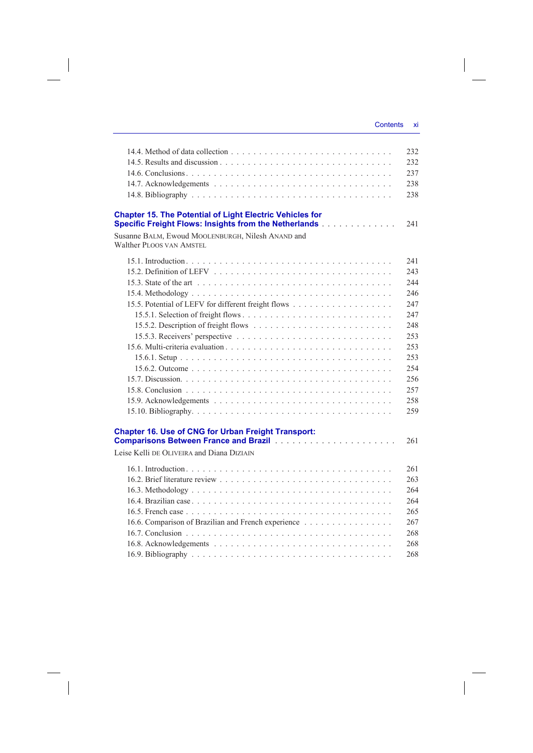14.4. Method of data collection . . . . . . . . . . . . . . . . . . . . . . . . . . . 232
14.5. Results and discussion . . . . . . . . . . . . . . . . . . . . . . . . . . . 232
14.6. Conclusions . . . . . . . . . . . . . . . . . . . . . . . . . . . . . . . 237
14.7. Acknowledgements . . . . . . . . . . . . . . . . . . . . . . . . . . . . 238
14.8. Bibliography . . . . . . . . . . . . . . . . . . . . . . . . . . . . . . 238

**Chapter 15. The Potential of Light Electric Vehicles for Specific Freight Flows: Insights from the Netherlands** . . . . . . . . . . . . . 241

Susanne BALM, Ewoud MOOLENBURGH, Nilesh ANAND and Walther PLOOS VAN AMSTEL

15.1. Introduction . . . . . . . . . . . . . . . . . . . . . . . . . . . . . . . 241
15.2. Definition of LEFV . . . . . . . . . . . . . . . . . . . . . . . . . . . 243
15.3. State of the art . . . . . . . . . . . . . . . . . . . . . . . . . . . . . 244
15.4. Methodology . . . . . . . . . . . . . . . . . . . . . . . . . . . . . . . 246
15.5. Potential of LEFV for different freight flows . . . . . . . . . . . . . . . . . 247
15.5.1. Selection of freight flows . . . . . . . . . . . . . . . . . . . . . . . . 247
15.5.2. Description of freight flows . . . . . . . . . . . . . . . . . . . . . . . 248
15.5.3. Receivers' perspective . . . . . . . . . . . . . . . . . . . . . . . . . 253
15.6. Multi-criteria evaluation . . . . . . . . . . . . . . . . . . . . . . . . . 253
15.6.1. Setup . . . . . . . . . . . . . . . . . . . . . . . . . . . . . . . . . 253
15.6.2. Outcome . . . . . . . . . . . . . . . . . . . . . . . . . . . . . . . . 254
15.7. Discussion. . . . . . . . . . . . . . . . . . . . . . . . . . . . . . . . 256
15.8. Conclusion . . . . . . . . . . . . . . . . . . . . . . . . . . . . . . . 257
15.9. Acknowledgements . . . . . . . . . . . . . . . . . . . . . . . . . . . . 258
15.10. Bibliography. . . . . . . . . . . . . . . . . . . . . . . . . . . . . . . 259

**Chapter 16. Use of CNG for Urban Freight Transport: Comparisons Between France and Brazil** . . . . . . . . . . . . . . . . . . . . 261

Leise Kelli DE OLIVEIRA and Diana DIZIAIN

16.1. Introduction . . . . . . . . . . . . . . . . . . . . . . . . . . . . . . . 261
16.2. Brief literature review . . . . . . . . . . . . . . . . . . . . . . . . . . 263
16.3. Methodology . . . . . . . . . . . . . . . . . . . . . . . . . . . . . . . 264
16.4. Brazilian case . . . . . . . . . . . . . . . . . . . . . . . . . . . . . . 264
16.5. French case . . . . . . . . . . . . . . . . . . . . . . . . . . . . . . . 265
16.6. Comparison of Brazilian and French experience . . . . . . . . . . . . . . . 267
16.7. Conclusion . . . . . . . . . . . . . . . . . . . . . . . . . . . . . . . 268
16.8. Acknowledgements . . . . . . . . . . . . . . . . . . . . . . . . . . . . 268
16.9. Bibliography . . . . . . . . . . . . . . . . . . . . . . . . . . . . . . 268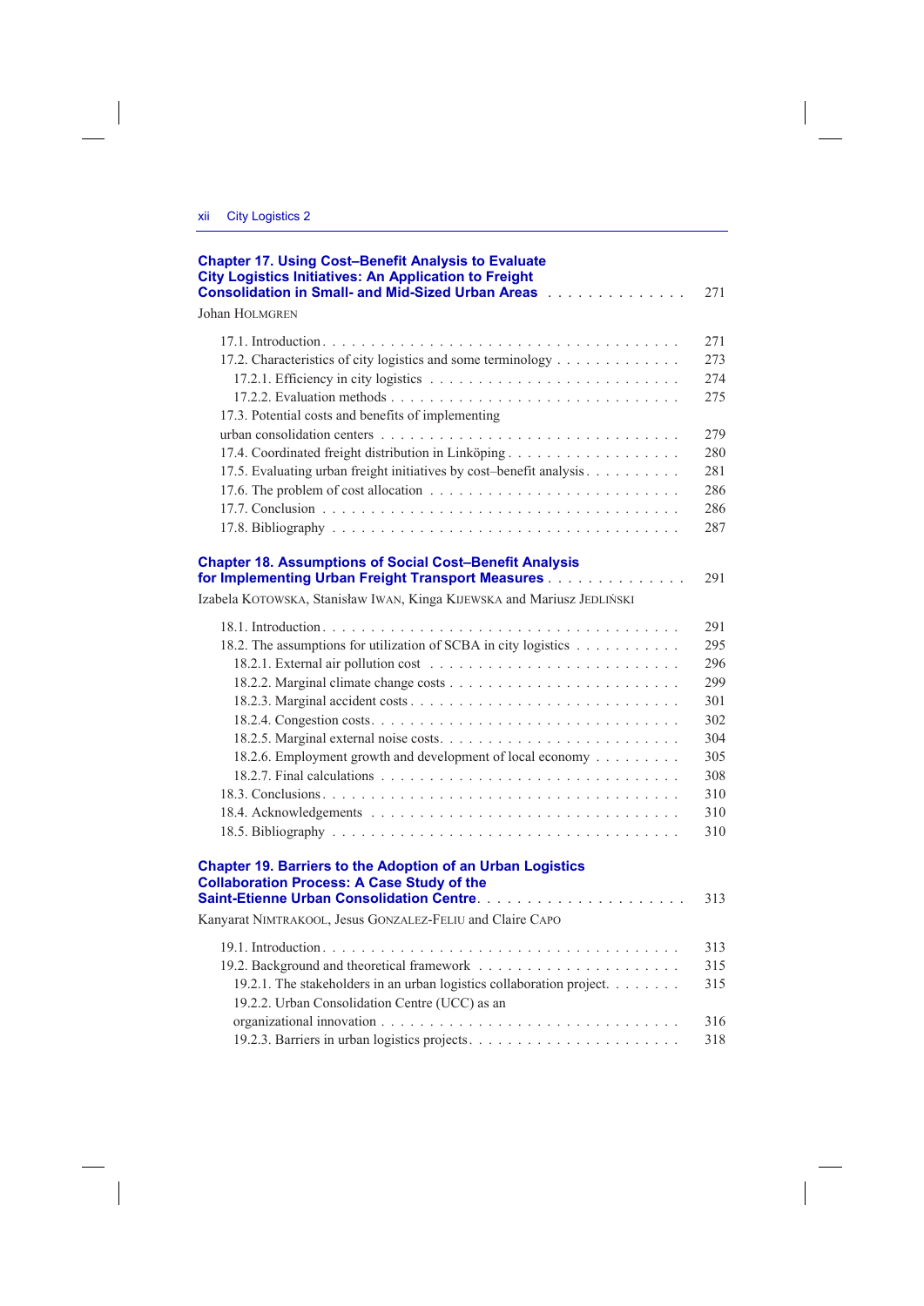**Chapter 17. Using Cost–Benefit Analysis to Evaluate City Logistics Initiatives: An Application to Freight Consolidation in Small- and Mid-Sized Urban Areas** . . . . . . . . . . . . . . 271

Johan HOLMGREN

17.1. Introduction . . . . . . . . . . . . . . . . . . . . . . . . . . . . . . . . . . . . 271
17.2. Characteristics of city logistics and some terminology . . . . . . . . . . . . 273
17.2.1. Efficiency in city logistics . . . . . . . . . . . . . . . . . . . . . . . . . 274
17.2.2. Evaluation methods . . . . . . . . . . . . . . . . . . . . . . . . . . . . . 275
17.3. Potential costs and benefits of implementing urban consolidation centers . . . . . . . . . . . . . . . . . . . . . . . . . . . . . 279
17.4. Coordinated freight distribution in Linköping . . . . . . . . . . . . . . . . . 280
17.5. Evaluating urban freight initiatives by cost–benefit analysis . . . . . . . . . 281
17.6. The problem of cost allocation . . . . . . . . . . . . . . . . . . . . . . . . . 286
17.7. Conclusion . . . . . . . . . . . . . . . . . . . . . . . . . . . . . . . . . . . 286
17.8. Bibliography . . . . . . . . . . . . . . . . . . . . . . . . . . . . . . . . . . 287

**Chapter 18. Assumptions of Social Cost–Benefit Analysis for Implementing Urban Freight Transport Measures** . . . . . . . . . . . . . . 291

Izabela KOTOWSKA, Stanisław IWAN, Kinga KIJEWSKA and Mariusz JEDLIŃSKI

18.1. Introduction . . . . . . . . . . . . . . . . . . . . . . . . . . . . . . . . . . . . 291
18.2. The assumptions for utilization of SCBA in city logistics . . . . . . . . . . 295
18.2.1. External air pollution cost . . . . . . . . . . . . . . . . . . . . . . . . . 296
18.2.2. Marginal climate change costs . . . . . . . . . . . . . . . . . . . . . . . 299
18.2.3. Marginal accident costs . . . . . . . . . . . . . . . . . . . . . . . . . . . 301
18.2.4. Congestion costs . . . . . . . . . . . . . . . . . . . . . . . . . . . . . . . 302
18.2.5. Marginal external noise costs . . . . . . . . . . . . . . . . . . . . . . . . 304
18.2.6. Employment growth and development of local economy . . . . . . . . 305
18.2.7. Final calculations . . . . . . . . . . . . . . . . . . . . . . . . . . . . . . 308
18.3. Conclusions . . . . . . . . . . . . . . . . . . . . . . . . . . . . . . . . . . . 310
18.4. Acknowledgements . . . . . . . . . . . . . . . . . . . . . . . . . . . . . . . 310
18.5. Bibliography . . . . . . . . . . . . . . . . . . . . . . . . . . . . . . . . . . 310

**Chapter 19. Barriers to the Adoption of an Urban Logistics Collaboration Process: A Case Study of the Saint-Etienne Urban Consolidation Centre** . . . . . . . . . . . . . . . . . . . . . 313

Kanyarat NIMTRAKOOL, Jesus GONZALEZ-FELIU and Claire CAPO

19.1. Introduction . . . . . . . . . . . . . . . . . . . . . . . . . . . . . . . . . . . . 313
19.2. Background and theoretical framework . . . . . . . . . . . . . . . . . . . . 315
19.2.1. The stakeholders in an urban logistics collaboration project . . . . . . . 315
19.2.2. Urban Consolidation Centre (UCC) as an organizational innovation . . . . . . . . . . . . . . . . . . . . . . . . . . . . . 316
19.2.3. Barriers in urban logistics projects . . . . . . . . . . . . . . . . . . . . . 318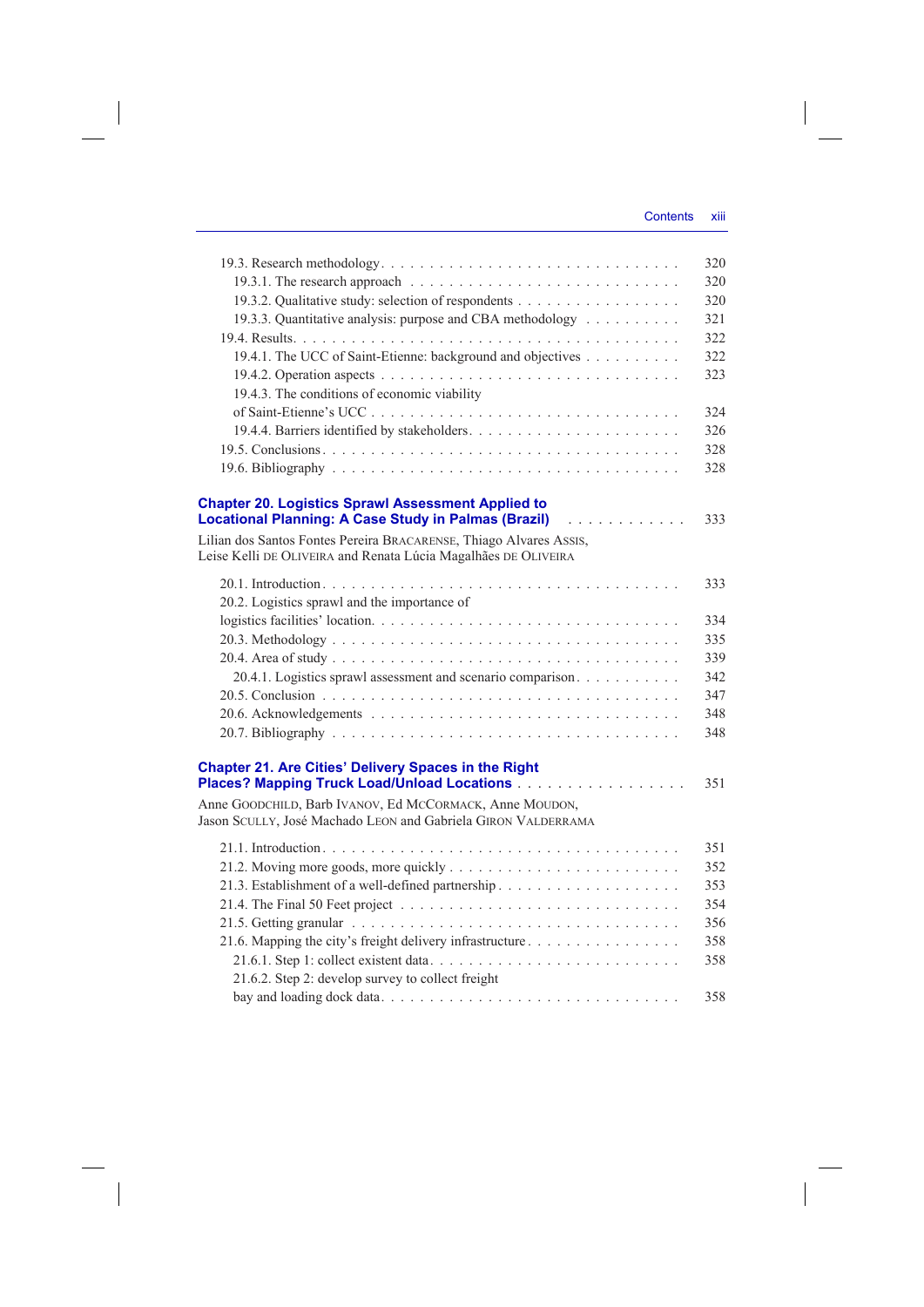19.3. Research methodology . . . . . . . . . . 320
19.3.1. The research approach . . . . . . . . . . 320
19.3.2. Qualitative study: selection of respondents . . . . . . . . . . 320
19.3.3. Quantitative analysis: purpose and CBA methodology . . . . . . . . . . 321
19.4. Results . . . . . . . . . . 322
19.4.1. The UCC of Saint-Etienne: background and objectives . . . . . . . . . . 322
19.4.2. Operation aspects . . . . . . . . . . 323
19.4.3. The conditions of economic viability of Saint-Etienne's UCC . . . . . . . . . . 324
19.4.4. Barriers identified by stakeholders . . . . . . . . . . 326
19.5. Conclusions . . . . . . . . . . 328
19.6. Bibliography . . . . . . . . . . 328

**Chapter 20. Logistics Sprawl Assessment Applied to Locational Planning: A Case Study in Palmas (Brazil)** . . . . . . . . . . 333

Lilian dos Santos Fontes Pereira BRACARENSE, Thiago Alvares ASSIS, Leise Kelli DE OLIVEIRA and Renata Lúcia Magalhães DE OLIVEIRA

20.1. Introduction . . . . . . . . . . 333
20.2. Logistics sprawl and the importance of logistics facilities' location . . . . . . . . . . 334
20.3. Methodology . . . . . . . . . . 335
20.4. Area of study . . . . . . . . . . 339
20.4.1. Logistics sprawl assessment and scenario comparison . . . . . . . . . . 342
20.5. Conclusion . . . . . . . . . . 347
20.6. Acknowledgements . . . . . . . . . . 348
20.7. Bibliography . . . . . . . . . . 348

**Chapter 21. Are Cities' Delivery Spaces in the Right Places? Mapping Truck Load/Unload Locations** . . . . . . . . . . 351

Anne GOODCHILD, Barb IVANOV, Ed MCCORMACK, Anne MOUDON, Jason SCULLY, José Machado LEON and Gabriela GIRON VALDERRAMA

21.1. Introduction . . . . . . . . . . 351
21.2. Moving more goods, more quickly . . . . . . . . . . 352
21.3. Establishment of a well-defined partnership . . . . . . . . . . 353
21.4. The Final 50 Feet project . . . . . . . . . . 354
21.5. Getting granular . . . . . . . . . . 356
21.6. Mapping the city's freight delivery infrastructure . . . . . . . . . . 358
21.6.1. Step 1: collect existent data . . . . . . . . . . 358
21.6.2. Step 2: develop survey to collect freight bay and loading dock data . . . . . . . . . . 358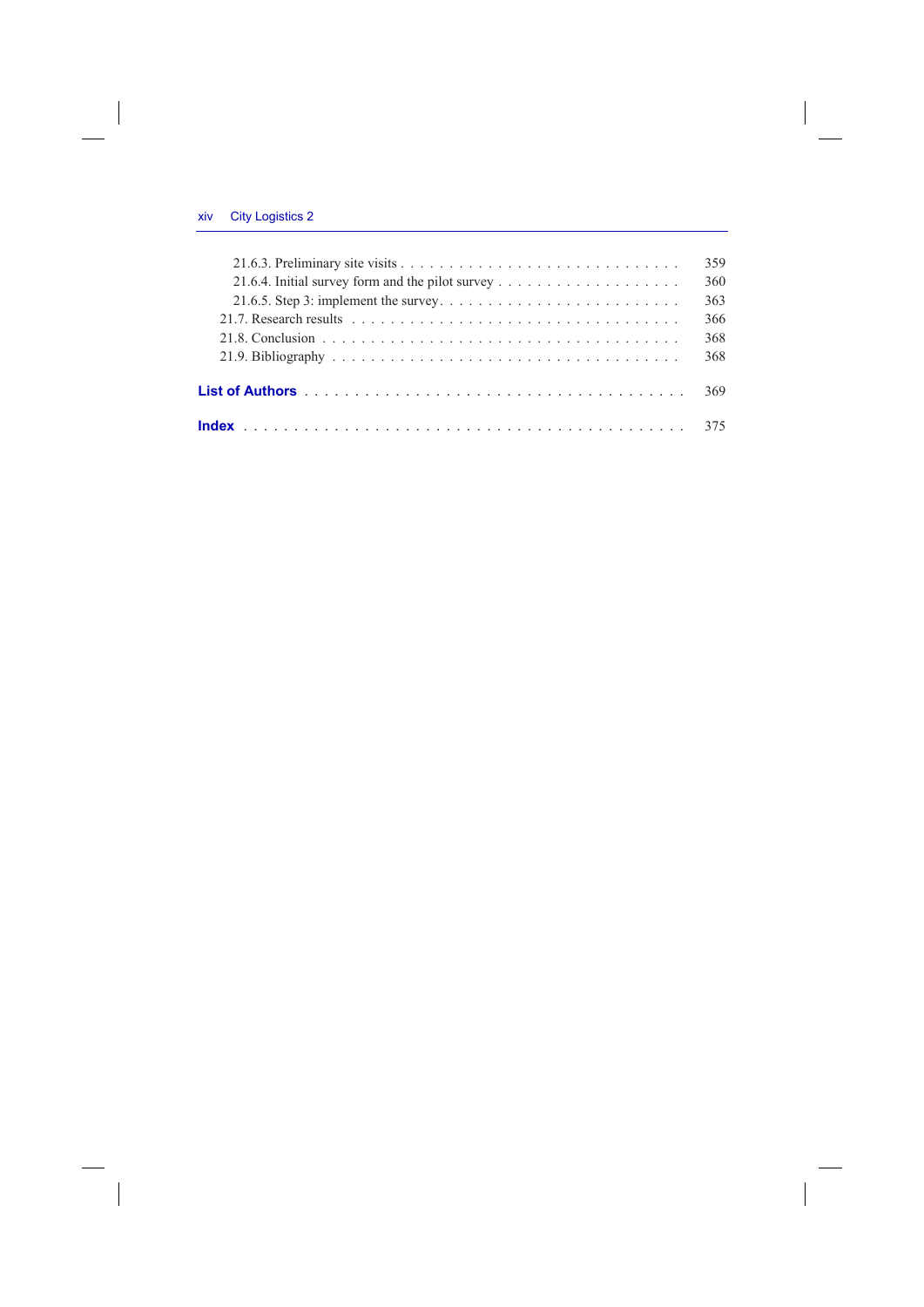21.6.3. Preliminary site visits . . . . . . . . . . . . . . . . . . . . . . . . . . . . 359
21.6.4. Initial survey form and the pilot survey . . . . . . . . . . . . . . . . . . . 360
21.6.5. Step 3: implement the survey. . . . . . . . . . . . . . . . . . . . . . . . . 363
21.7. Research results . . . . . . . . . . . . . . . . . . . . . . . . . . . . . . . . . 366
21.8. Conclusion . . . . . . . . . . . . . . . . . . . . . . . . . . . . . . . . . . . 368
21.9. Bibliography . . . . . . . . . . . . . . . . . . . . . . . . . . . . . . . . . . 368

**List of Authors** . . . . . . . . . . . . . . . . . . . . . . . . . . . . . . . . . . . 369

**Index** . . . . . . . . . . . . . . . . . . . . . . . . . . . . . . . . . . . . . . . . . 375